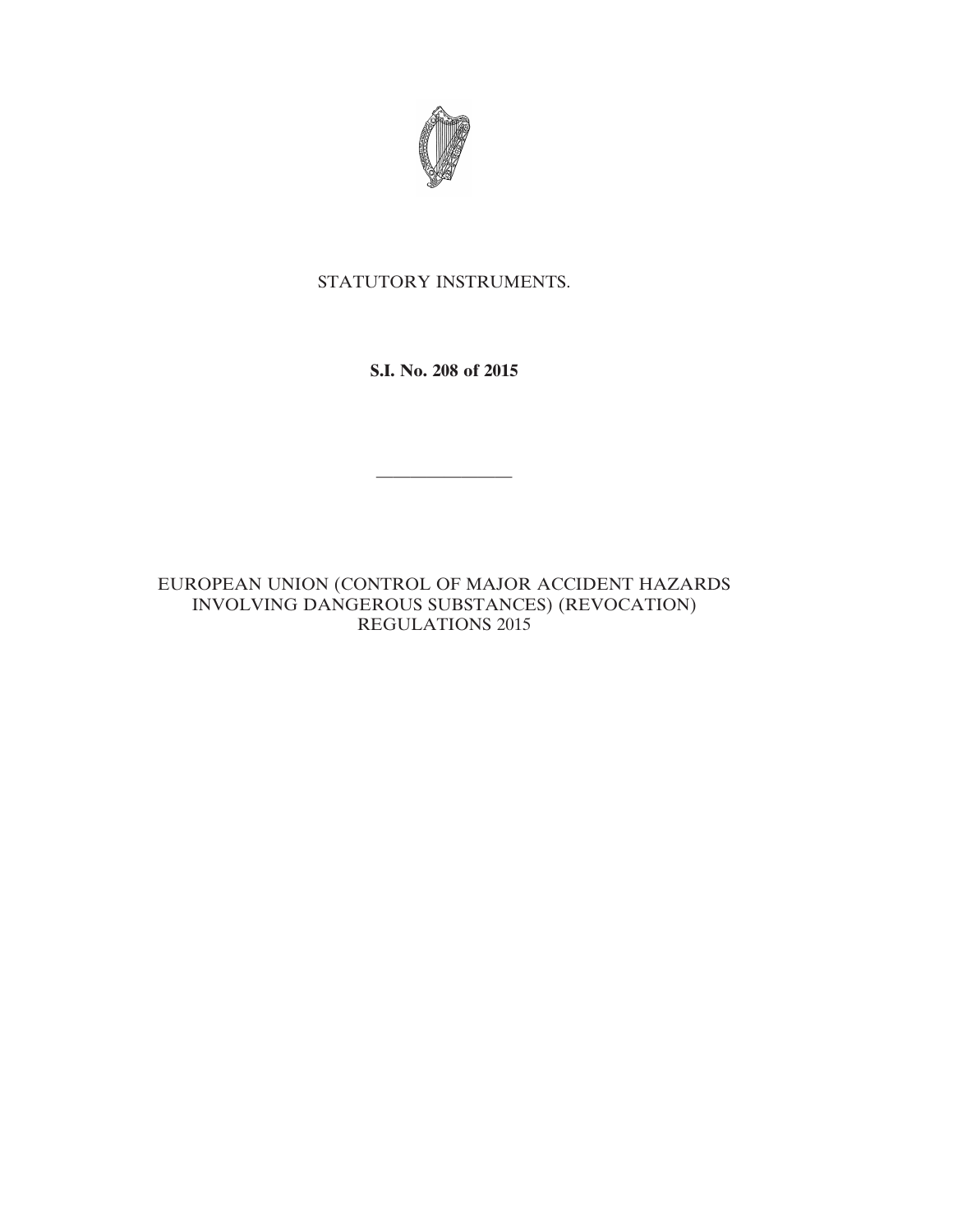STATUTORY INSTRUMENTS.

**S.I. No. 208 of 2015**

---

EUROPEAN UNION (CONTROL OF MAJOR ACCIDENT HAZARDS INVOLVING DANGEROUS SUBSTANCES) (REVOCATION) REGULATIONS 2015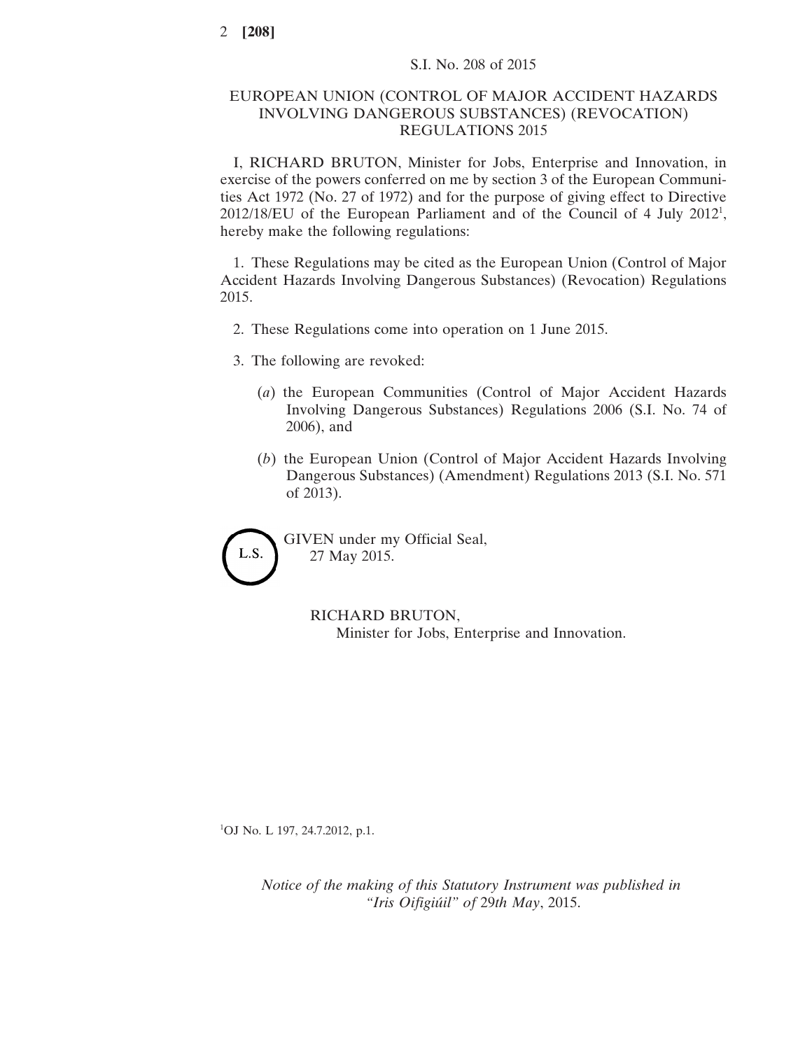S.I. No. 208 of 2015

# EUROPEAN UNION (CONTROL OF MAJOR ACCIDENT HAZARDS INVOLVING DANGEROUS SUBSTANCES) (REVOCATION) REGULATIONS 2015

I, RICHARD BRUTON, Minister for Jobs, Enterprise and Innovation, in exercise of the powers conferred on me by section 3 of the European Communities Act 1972 (No. 27 of 1972) and for the purpose of giving effect to Directive 2012/18/EU of the European Parliament and of the Council of 4 July 2012[1], hereby make the following regulations:

1. These Regulations may be cited as the European Union (Control of Major Accident Hazards Involving Dangerous Substances) (Revocation) Regulations 2015.

2. These Regulations come into operation on 1 June 2015.

3. The following are revoked:

   (*a*) the European Communities (Control of Major Accident Hazards Involving Dangerous Substances) Regulations 2006 (S.I. No. 74 of 2006), and

   (*b*) the European Union (Control of Major Accident Hazards Involving Dangerous Substances) (Amendment) Regulations 2013 (S.I. No. 571 of 2013).

L.S.

GIVEN under my Official Seal,
27 May 2015.

RICHARD BRUTON,
Minister for Jobs, Enterprise and Innovation.

[1]OJ No. L 197, 24.7.2012, p.1.

*Notice of the making of this Statutory Instrument was published in "Iris Oifigiúil" of* 29*th May*, 2015.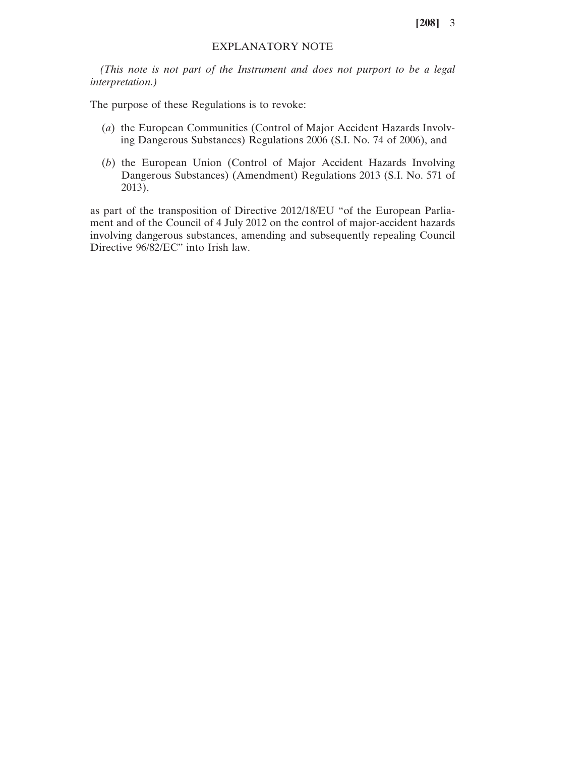## EXPLANATORY NOTE

*(This note is not part of the Instrument and does not purport to be a legal interpretation.)*

The purpose of these Regulations is to revoke:

(*a*) the European Communities (Control of Major Accident Hazards Involving Dangerous Substances) Regulations 2006 (S.I. No. 74 of 2006), and

(*b*) the European Union (Control of Major Accident Hazards Involving Dangerous Substances) (Amendment) Regulations 2013 (S.I. No. 571 of 2013),

as part of the transposition of Directive 2012/18/EU "of the European Parliament and of the Council of 4 July 2012 on the control of major-accident hazards involving dangerous substances, amending and subsequently repealing Council Directive 96/82/EC" into Irish law.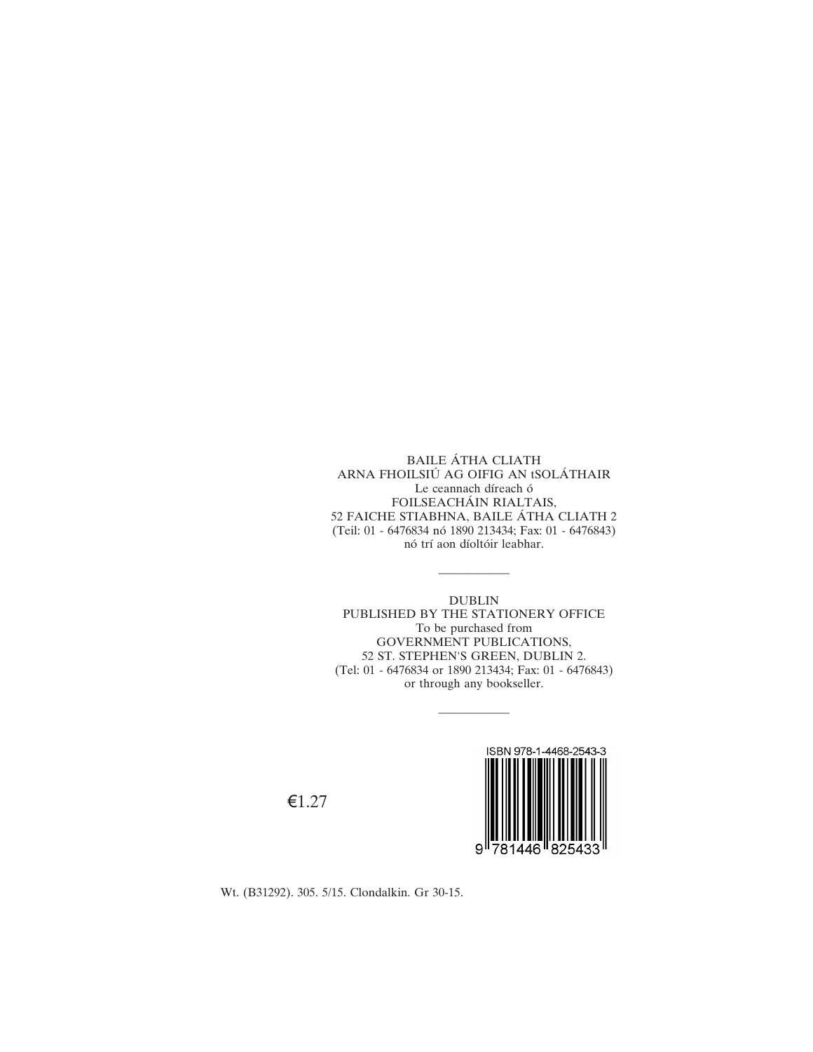BAILE ÁTHA CLIATH
ARNA FHOILSIÚ AG OIFIG AN tSOLÁTHAIR
Le ceannach díreach ó
FOILSEACHÁIN RIALTAIS,
52 FAICHE STIABHNA, BAILE ÁTHA CLIATH 2
(Teil: 01 - 6476834 nó 1890 213434; Fax: 01 - 6476843)
nó trí aon díoltóir leabhar.

---

DUBLIN
PUBLISHED BY THE STATIONERY OFFICE
To be purchased from
GOVERNMENT PUBLICATIONS,
52 ST. STEPHEN'S GREEN, DUBLIN 2.
(Tel: 01 - 6476834 or 1890 213434; Fax: 01 - 6476843)
or through any bookseller.

---

€1.27

ISBN 978-1-4468-2543-3

9 781446 825433

Wt. (B31292). 305. 5/15. Clondalkin. Gr 30-15.